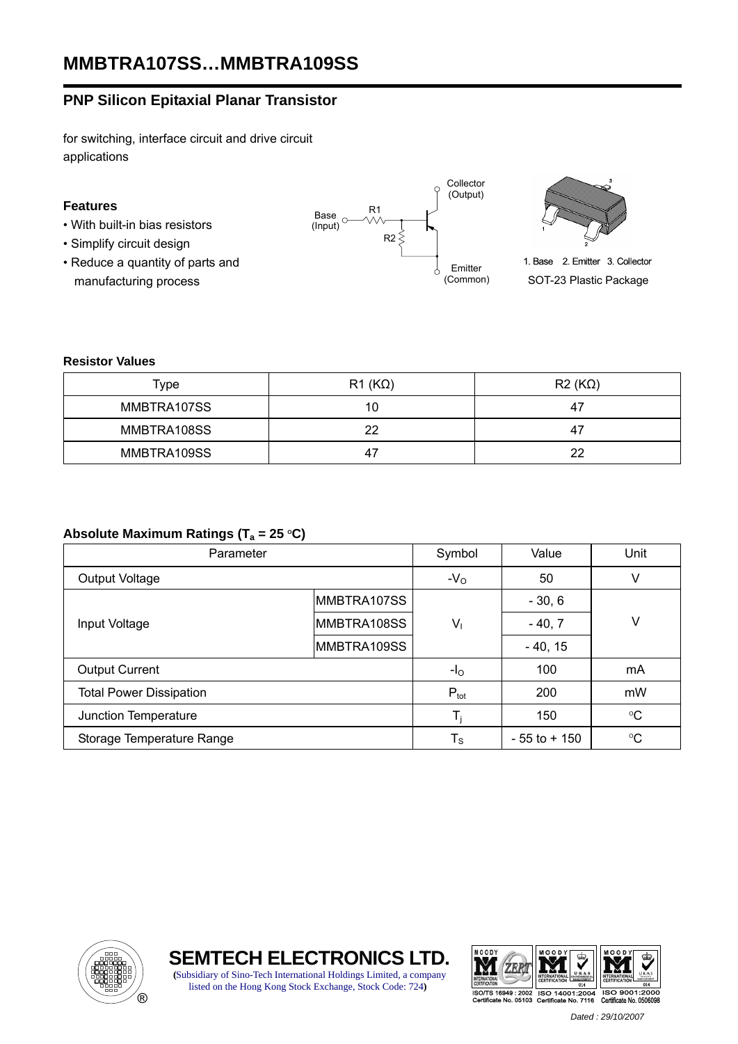# MMBTRA107SS…MMBTRA109SS

## PNP Silicon Epitaxial Planar Transistor

for switching, interface circuit and drive circuit applications

### Features

- With built-in bias resistors
- Simplify circuit design
- Reduce a quantity of parts and manufacturing process

Collector (Output)

Base (Input)

R1

R2

Emitter (Common)

1. Base 2. Emitter 3. Collector

SOT-23 Plastic Package

### Resistor Values

| Type | R1 (KΩ) | R2 (KΩ) |
|---|---|---|
| MMBTRA107SS | 10 | 47 |
| MMBTRA108SS | 22 | 47 |
| MMBTRA109SS | 47 | 22 |

### Absolute Maximum Ratings ($T_a$ = 25 °C)

| Parameter | | Symbol | Value | Unit |
|---|---|---|---|---|
| Output Voltage | | $-V_O$ | 50 | V |
| Input Voltage | MMBTRA107SS | $V_I$ | - 30, 6 | V |
| | MMBTRA108SS | | - 40, 7 | |
| | MMBTRA109SS | | - 40, 15 | |
| Output Current | | $-I_O$ | 100 | mA |
| Total Power Dissipation | | $P_{tot}$ | 200 | mW |
| Junction Temperature | | $T_j$ | 150 | °C |
| Storage Temperature Range | | $T_S$ | - 55 to + 150 | °C |

**SEMTECH ELECTRONICS LTD.**
(Subsidiary of Sino-Tech International Holdings Limited, a company listed on the Hong Kong Stock Exchange, Stock Code: 724)

ISO/TS 16949 : 2002 Certificate No. 05103 ISO 14001:2004 Certificate No. 7116 ISO 9001:2000 Certificate No. 0506098

*Dated : 29/10/2007*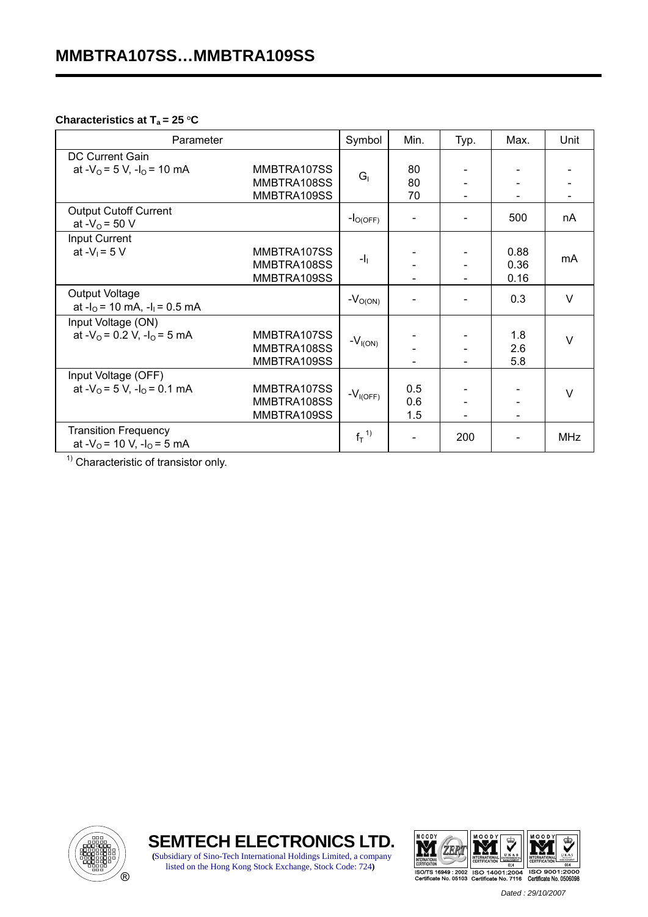# MMBTRA107SS…MMBTRA109SS

**Characteristics at $T_a$ = 25 °C**

| Parameter | | Symbol | Min. | Typ. | Max. | Unit |
|---|---|---|---|---|---|---|
| DC Current Gain<br>at $-V_O$ = 5 V, $-I_O$ = 10 mA | MMBTRA107SS<br>MMBTRA108SS<br>MMBTRA109SS | $G_I$ | 80<br>80<br>70 | -<br>-<br>- | -<br>-<br>- | -<br>-<br>- |
| Output Cutoff Current<br>at $-V_O$ = 50 V | | $-I_{O(OFF)}$ | - | - | 500 | nA |
| Input Current<br>at $-V_I$ = 5 V | MMBTRA107SS<br>MMBTRA108SS<br>MMBTRA109SS | $-I_I$ | -<br>-<br>- | -<br>-<br>- | 0.88<br>0.36<br>0.16 | mA |
| Output Voltage<br>at $-I_O$ = 10 mA, $-I_I$ = 0.5 mA | | $-V_{O(ON)}$ | - | - | 0.3 | V |
| Input Voltage (ON)<br>at $-V_O$ = 0.2 V, $-I_O$ = 5 mA | MMBTRA107SS<br>MMBTRA108SS<br>MMBTRA109SS | $-V_{I(ON)}$ | -<br>-<br>- | -<br>-<br>- | 1.8<br>2.6<br>5.8 | V |
| Input Voltage (OFF)<br>at $-V_O$ = 5 V, $-I_O$ = 0.1 mA | MMBTRA107SS<br>MMBTRA108SS<br>MMBTRA109SS | $-V_{I(OFF)}$ | 0.5<br>0.6<br>1.5 | -<br>-<br>- | -<br>-<br>- | V |
| Transition Frequency<br>at $-V_O$ = 10 V, $-I_O$ = 5 mA | | $f_T$ [1] | - | 200 | - | MHz |

[1] Characteristic of transistor only.

**SEMTECH ELECTRONICS LTD.**
(Subsidiary of Sino-Tech International Holdings Limited, a company listed on the Hong Kong Stock Exchange, Stock Code: 724)

ISO/TS 16949 : 2002 Certificate No. 05103 ISO 14001:2004 Certificate No. 7116 ISO 9001:2000 Certificate No. 0506098

*Dated : 29/10/2007*